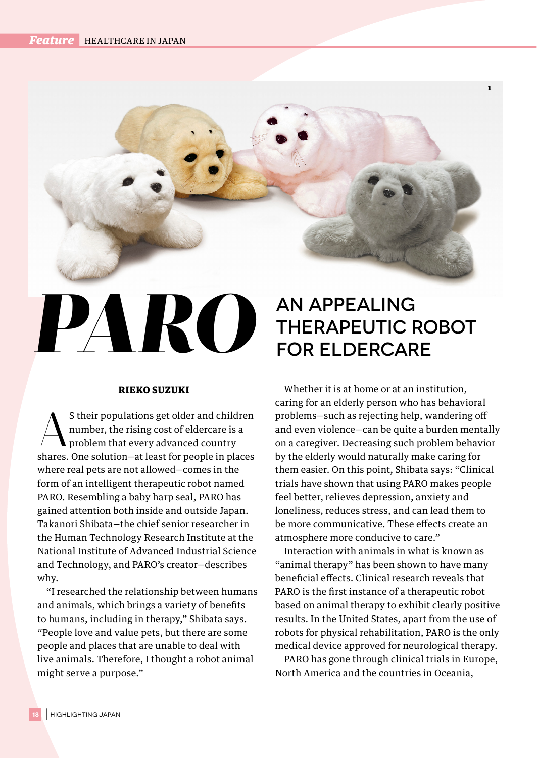# PARO

## AN APPEALING THERAPEUTIC ROBOT FOR ELDERCARE

**RIEKO SUZUKI**

As their populations get older and children number, the rising cost of eldercare is a problem that every advanced country shares. One solution—at least for people in places where real pets are not allowed—comes in the form of an intelligent therapeutic robot named PARO. Resembling a baby harp seal, PARO has gained attention both inside and outside Japan. Takanori Shibata—the chief senior researcher in the Human Technology Research Institute at the National Institute of Advanced Industrial Science and Technology, and PARO's creator—describes why.

"I researched the relationship between humans and animals, which brings a variety of benefits to humans, including in therapy," Shibata says. "People love and value pets, but there are some people and places that are unable to deal with live animals. Therefore, I thought a robot animal might serve a purpose."

Whether it is at home or at an institution, caring for an elderly person who has behavioral problems—such as rejecting help, wandering off and even violence—can be quite a burden mentally on a caregiver. Decreasing such problem behavior by the elderly would naturally make caring for them easier. On this point, Shibata says: "Clinical trials have shown that using PARO makes people feel better, relieves depression, anxiety and loneliness, reduces stress, and can lead them to be more communicative. These effects create an atmosphere more conducive to care."

Interaction with animals in what is known as "animal therapy" has been shown to have many beneficial effects. Clinical research reveals that PARO is the first instance of a therapeutic robot based on animal therapy to exhibit clearly positive results. In the United States, apart from the use of robots for physical rehabilitation, PARO is the only medical device approved for neurological therapy.

PARO has gone through clinical trials in Europe, North America and the countries in Oceania,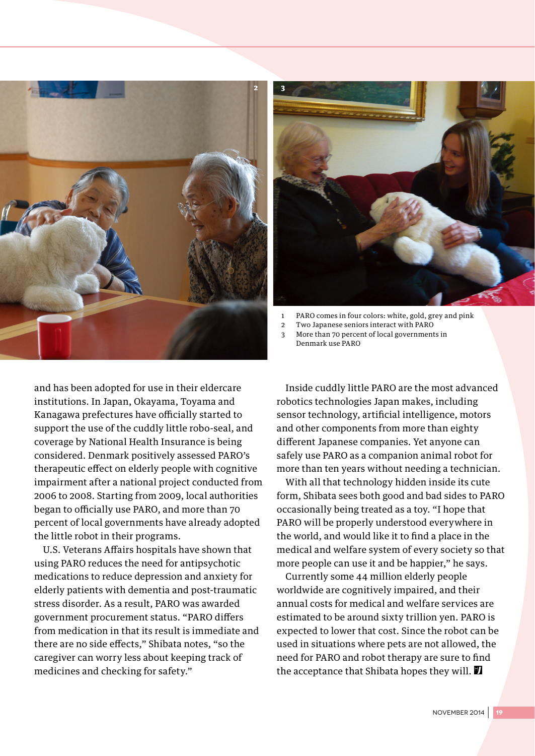1 PARO comes in four colors: white, gold, grey and pink
2 Two Japanese seniors interact with PARO
3 More than 70 percent of local governments in Denmark use PARO

and has been adopted for use in their eldercare institutions. In Japan, Okayama, Toyama and Kanagawa prefectures have officially started to support the use of the cuddly little robo-seal, and coverage by National Health Insurance is being considered. Denmark positively assessed PARO's therapeutic effect on elderly people with cognitive impairment after a national project conducted from 2006 to 2008. Starting from 2009, local authorities began to officially use PARO, and more than 70 percent of local governments have already adopted the little robot in their programs.

U.S. Veterans Affairs hospitals have shown that using PARO reduces the need for antipsychotic medications to reduce depression and anxiety for elderly patients with dementia and post-traumatic stress disorder. As a result, PARO was awarded government procurement status. "PARO differs from medication in that its result is immediate and there are no side effects," Shibata notes, "so the caregiver can worry less about keeping track of medicines and checking for safety."

Inside cuddly little PARO are the most advanced robotics technologies Japan makes, including sensor technology, artificial intelligence, motors and other components from more than eighty different Japanese companies. Yet anyone can safely use PARO as a companion animal robot for more than ten years without needing a technician.

With all that technology hidden inside its cute form, Shibata sees both good and bad sides to PARO occasionally being treated as a toy. "I hope that PARO will be properly understood everywhere in the world, and would like it to find a place in the medical and welfare system of every society so that more people can use it and be happier," he says.

Currently some 44 million elderly people worldwide are cognitively impaired, and their annual costs for medical and welfare services are estimated to be around sixty trillion yen. PARO is expected to lower that cost. Since the robot can be used in situations where pets are not allowed, the need for PARO and robot therapy are sure to find the acceptance that Shibata hopes they will.